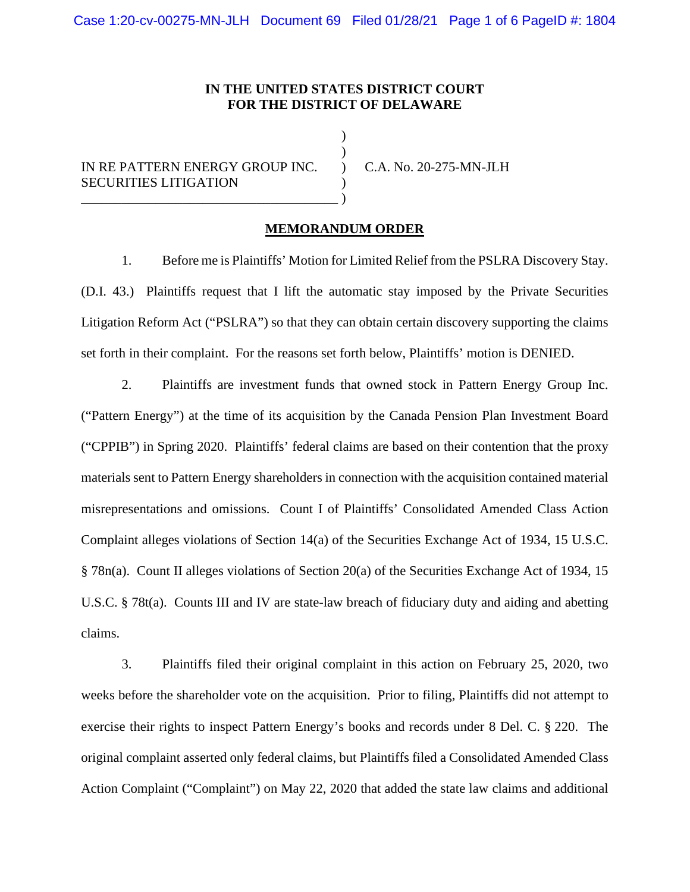**IN THE UNITED STATES DISTRICT COURT**
**FOR THE DISTRICT OF DELAWARE**

IN RE PATTERN ENERGY GROUP INC. SECURITIES LITIGATION

C.A. No. 20-275-MN-JLH

**MEMORANDUM ORDER**

1. Before me is Plaintiffs' Motion for Limited Relief from the PSLRA Discovery Stay. (D.I. 43.) Plaintiffs request that I lift the automatic stay imposed by the Private Securities Litigation Reform Act ("PSLRA") so that they can obtain certain discovery supporting the claims set forth in their complaint. For the reasons set forth below, Plaintiffs' motion is DENIED.

2. Plaintiffs are investment funds that owned stock in Pattern Energy Group Inc. ("Pattern Energy") at the time of its acquisition by the Canada Pension Plan Investment Board ("CPPIB") in Spring 2020. Plaintiffs' federal claims are based on their contention that the proxy materials sent to Pattern Energy shareholders in connection with the acquisition contained material misrepresentations and omissions. Count I of Plaintiffs' Consolidated Amended Class Action Complaint alleges violations of Section 14(a) of the Securities Exchange Act of 1934, 15 U.S.C. § 78n(a). Count II alleges violations of Section 20(a) of the Securities Exchange Act of 1934, 15 U.S.C. § 78t(a). Counts III and IV are state-law breach of fiduciary duty and aiding and abetting claims.

3. Plaintiffs filed their original complaint in this action on February 25, 2020, two weeks before the shareholder vote on the acquisition. Prior to filing, Plaintiffs did not attempt to exercise their rights to inspect Pattern Energy's books and records under 8 Del. C. § 220. The original complaint asserted only federal claims, but Plaintiffs filed a Consolidated Amended Class Action Complaint ("Complaint") on May 22, 2020 that added the state law claims and additional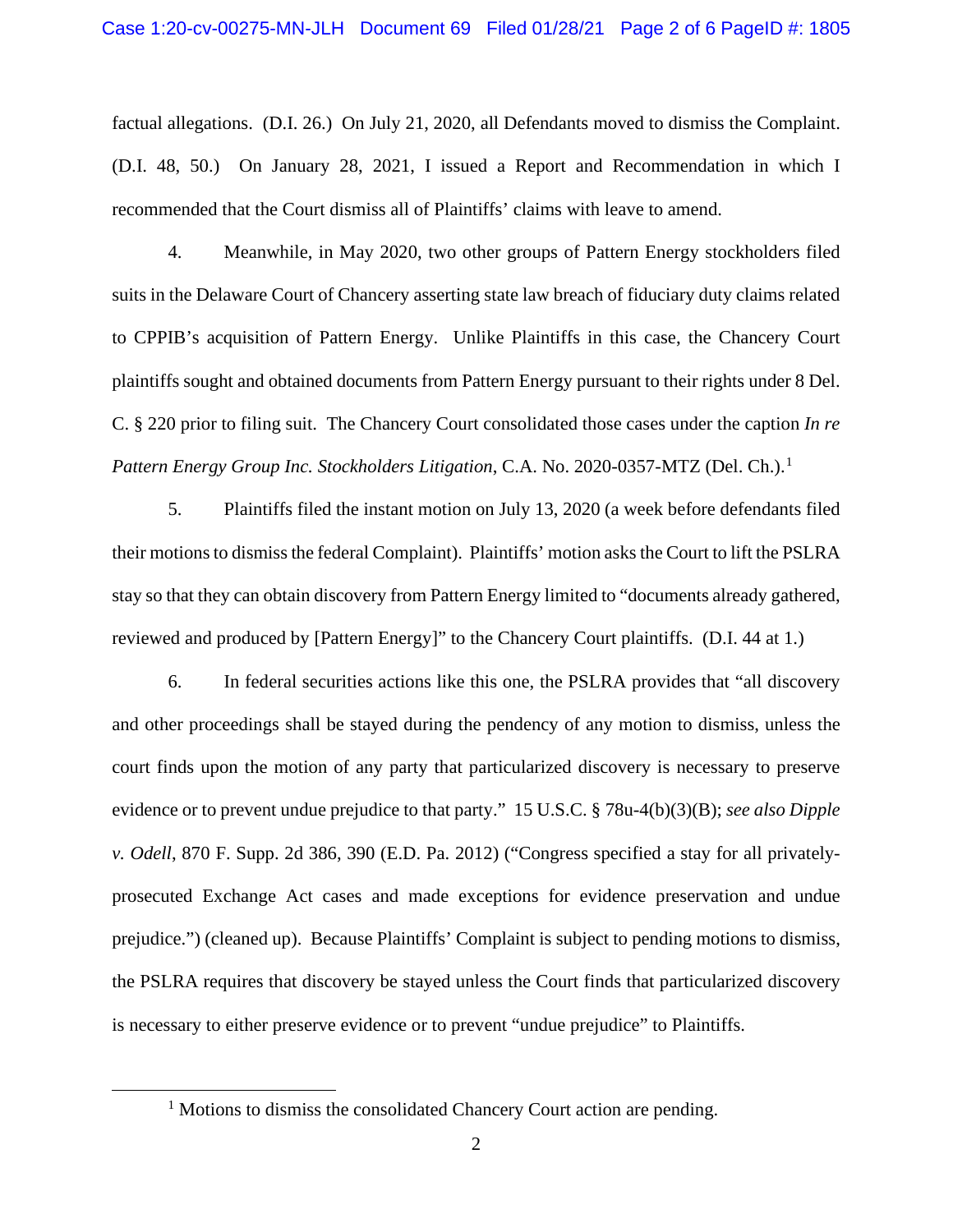factual allegations. (D.I. 26.) On July 21, 2020, all Defendants moved to dismiss the Complaint. (D.I. 48, 50.) On January 28, 2021, I issued a Report and Recommendation in which I recommended that the Court dismiss all of Plaintiffs' claims with leave to amend.

4. Meanwhile, in May 2020, two other groups of Pattern Energy stockholders filed suits in the Delaware Court of Chancery asserting state law breach of fiduciary duty claims related to CPPIB's acquisition of Pattern Energy. Unlike Plaintiffs in this case, the Chancery Court plaintiffs sought and obtained documents from Pattern Energy pursuant to their rights under 8 Del. C. § 220 prior to filing suit. The Chancery Court consolidated those cases under the caption *In re Pattern Energy Group Inc. Stockholders Litigation*, C.A. No. 2020-0357-MTZ (Del. Ch.).[1]

5. Plaintiffs filed the instant motion on July 13, 2020 (a week before defendants filed their motions to dismiss the federal Complaint). Plaintiffs' motion asks the Court to lift the PSLRA stay so that they can obtain discovery from Pattern Energy limited to "documents already gathered, reviewed and produced by [Pattern Energy]" to the Chancery Court plaintiffs. (D.I. 44 at 1.)

6. In federal securities actions like this one, the PSLRA provides that "all discovery and other proceedings shall be stayed during the pendency of any motion to dismiss, unless the court finds upon the motion of any party that particularized discovery is necessary to preserve evidence or to prevent undue prejudice to that party." 15 U.S.C. § 78u-4(b)(3)(B); *see also Dipple v. Odell*, 870 F. Supp. 2d 386, 390 (E.D. Pa. 2012) ("Congress specified a stay for all privately-prosecuted Exchange Act cases and made exceptions for evidence preservation and undue prejudice.") (cleaned up). Because Plaintiffs' Complaint is subject to pending motions to dismiss, the PSLRA requires that discovery be stayed unless the Court finds that particularized discovery is necessary to either preserve evidence or to prevent "undue prejudice" to Plaintiffs.

[1] Motions to dismiss the consolidated Chancery Court action are pending.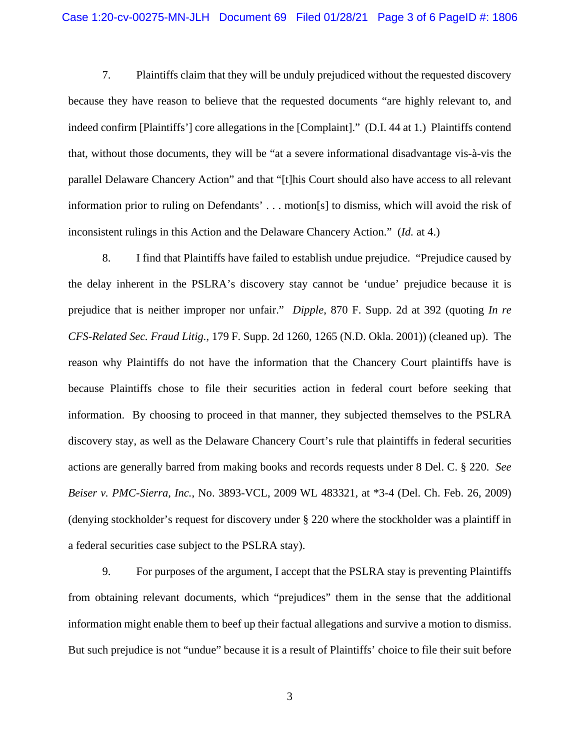7. Plaintiffs claim that they will be unduly prejudiced without the requested discovery because they have reason to believe that the requested documents "are highly relevant to, and indeed confirm [Plaintiffs'] core allegations in the [Complaint]." (D.I. 44 at 1.) Plaintiffs contend that, without those documents, they will be "at a severe informational disadvantage vis-à-vis the parallel Delaware Chancery Action" and that "[t]his Court should also have access to all relevant information prior to ruling on Defendants' . . . motion[s] to dismiss, which will avoid the risk of inconsistent rulings in this Action and the Delaware Chancery Action." (*Id.* at 4.)

8. I find that Plaintiffs have failed to establish undue prejudice. "Prejudice caused by the delay inherent in the PSLRA's discovery stay cannot be 'undue' prejudice because it is prejudice that is neither improper nor unfair." *Dipple*, 870 F. Supp. 2d at 392 (quoting *In re CFS-Related Sec. Fraud Litig.*, 179 F. Supp. 2d 1260, 1265 (N.D. Okla. 2001)) (cleaned up). The reason why Plaintiffs do not have the information that the Chancery Court plaintiffs have is because Plaintiffs chose to file their securities action in federal court before seeking that information. By choosing to proceed in that manner, they subjected themselves to the PSLRA discovery stay, as well as the Delaware Chancery Court's rule that plaintiffs in federal securities actions are generally barred from making books and records requests under 8 Del. C. § 220. *See Beiser v. PMC-Sierra, Inc.*, No. 3893-VCL, 2009 WL 483321, at *3-4 (Del. Ch. Feb. 26, 2009) (denying stockholder's request for discovery under § 220 where the stockholder was a plaintiff in a federal securities case subject to the PSLRA stay).

9. For purposes of the argument, I accept that the PSLRA stay is preventing Plaintiffs from obtaining relevant documents, which "prejudices" them in the sense that the additional information might enable them to beef up their factual allegations and survive a motion to dismiss. But such prejudice is not "undue" because it is a result of Plaintiffs' choice to file their suit before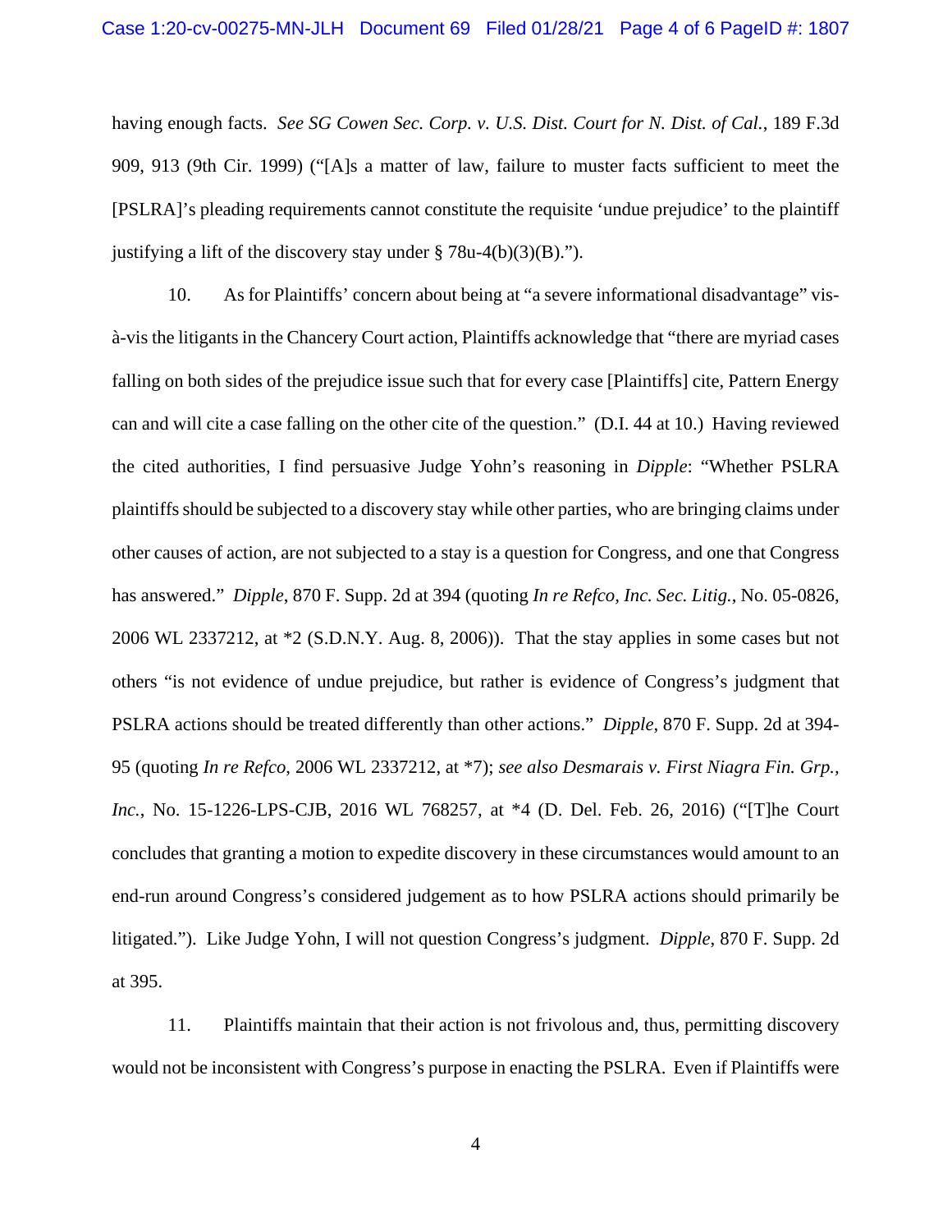having enough facts. *See SG Cowen Sec. Corp. v. U.S. Dist. Court for N. Dist. of Cal.*, 189 F.3d 909, 913 (9th Cir. 1999) ("[A]s a matter of law, failure to muster facts sufficient to meet the [PSLRA]'s pleading requirements cannot constitute the requisite 'undue prejudice' to the plaintiff justifying a lift of the discovery stay under § 78u-4(b)(3)(B).").

10. As for Plaintiffs' concern about being at "a severe informational disadvantage" vis-à-vis the litigants in the Chancery Court action, Plaintiffs acknowledge that "there are myriad cases falling on both sides of the prejudice issue such that for every case [Plaintiffs] cite, Pattern Energy can and will cite a case falling on the other cite of the question." (D.I. 44 at 10.) Having reviewed the cited authorities, I find persuasive Judge Yohn's reasoning in *Dipple*: "Whether PSLRA plaintiffs should be subjected to a discovery stay while other parties, who are bringing claims under other causes of action, are not subjected to a stay is a question for Congress, and one that Congress has answered." *Dipple*, 870 F. Supp. 2d at 394 (quoting *In re Refco, Inc. Sec. Litig.*, No. 05-0826, 2006 WL 2337212, at *2 (S.D.N.Y. Aug. 8, 2006)). That the stay applies in some cases but not others "is not evidence of undue prejudice, but rather is evidence of Congress's judgment that PSLRA actions should be treated differently than other actions." *Dipple*, 870 F. Supp. 2d at 394-95 (quoting *In re Refco*, 2006 WL 2337212, at *7); *see also Desmarais v. First Niagra Fin. Grp., Inc.*, No. 15-1226-LPS-CJB, 2016 WL 768257, at *4 (D. Del. Feb. 26, 2016) ("[T]he Court concludes that granting a motion to expedite discovery in these circumstances would amount to an end-run around Congress's considered judgement as to how PSLRA actions should primarily be litigated."). Like Judge Yohn, I will not question Congress's judgment. *Dipple*, 870 F. Supp. 2d at 395.

11. Plaintiffs maintain that their action is not frivolous and, thus, permitting discovery would not be inconsistent with Congress's purpose in enacting the PSLRA. Even if Plaintiffs were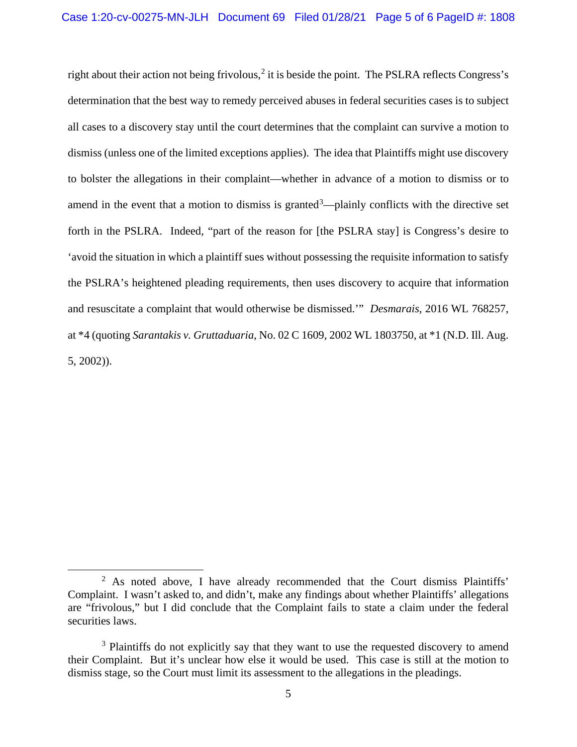right about their action not being frivolous,[2] it is beside the point. The PSLRA reflects Congress's determination that the best way to remedy perceived abuses in federal securities cases is to subject all cases to a discovery stay until the court determines that the complaint can survive a motion to dismiss (unless one of the limited exceptions applies). The idea that Plaintiffs might use discovery to bolster the allegations in their complaint—whether in advance of a motion to dismiss or to amend in the event that a motion to dismiss is granted[3]—plainly conflicts with the directive set forth in the PSLRA. Indeed, "part of the reason for [the PSLRA stay] is Congress's desire to 'avoid the situation in which a plaintiff sues without possessing the requisite information to satisfy the PSLRA's heightened pleading requirements, then uses discovery to acquire that information and resuscitate a complaint that would otherwise be dismissed.'" *Desmarais*, 2016 WL 768257, at *4 (quoting *Sarantakis v. Gruttaduaria*, No. 02 C 1609, 2002 WL 1803750, at *1 (N.D. Ill. Aug. 5, 2002)).

---

[2] As noted above, I have already recommended that the Court dismiss Plaintiffs' Complaint. I wasn't asked to, and didn't, make any findings about whether Plaintiffs' allegations are "frivolous," but I did conclude that the Complaint fails to state a claim under the federal securities laws.

[3] Plaintiffs do not explicitly say that they want to use the requested discovery to amend their Complaint. But it's unclear how else it would be used. This case is still at the motion to dismiss stage, so the Court must limit its assessment to the allegations in the pleadings.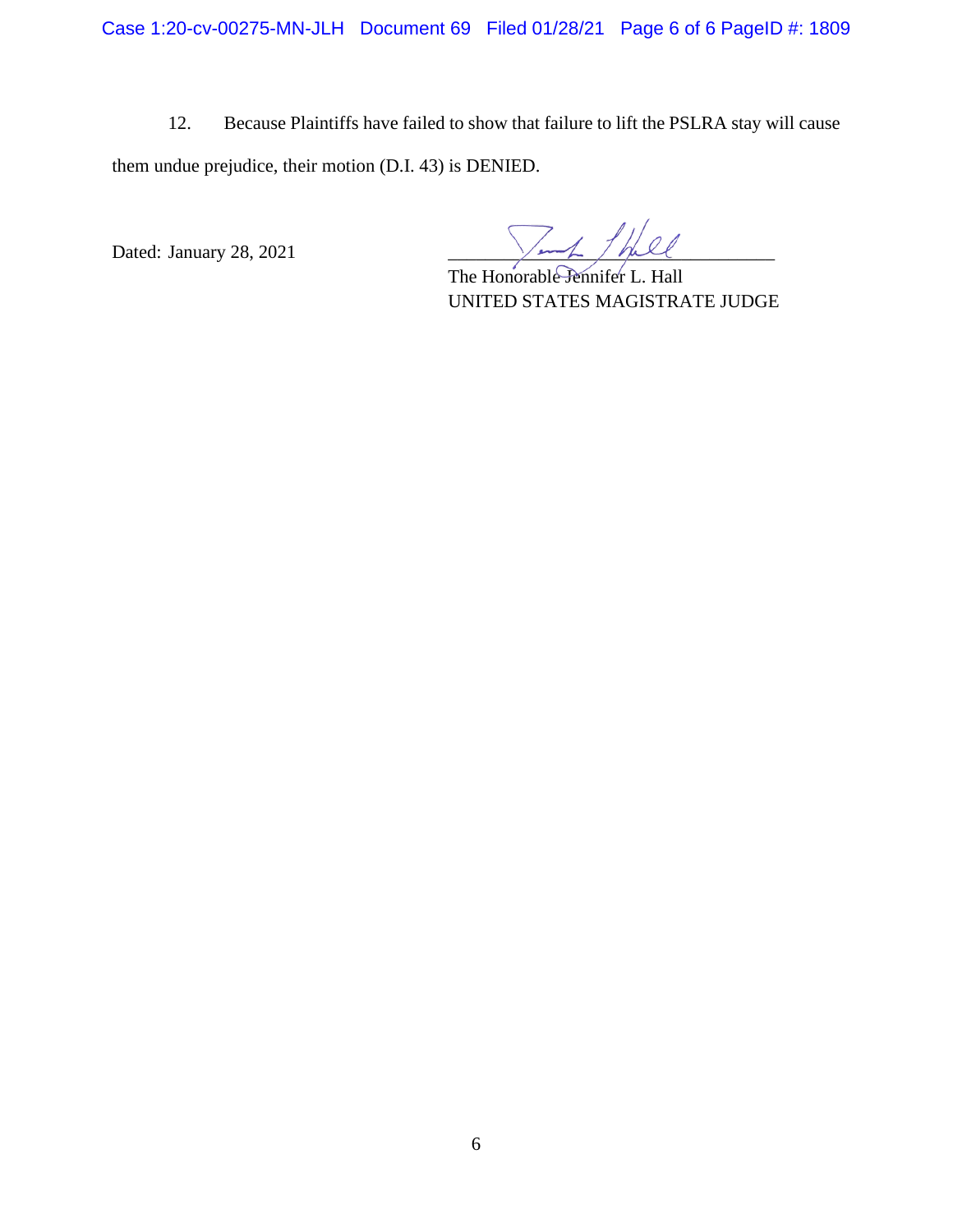12. Because Plaintiffs have failed to show that failure to lift the PSLRA stay will cause them undue prejudice, their motion (D.I. 43) is DENIED.

Dated: January 28, 2021

___________________________________
The Honorable Jennifer L. Hall
UNITED STATES MAGISTRATE JUDGE